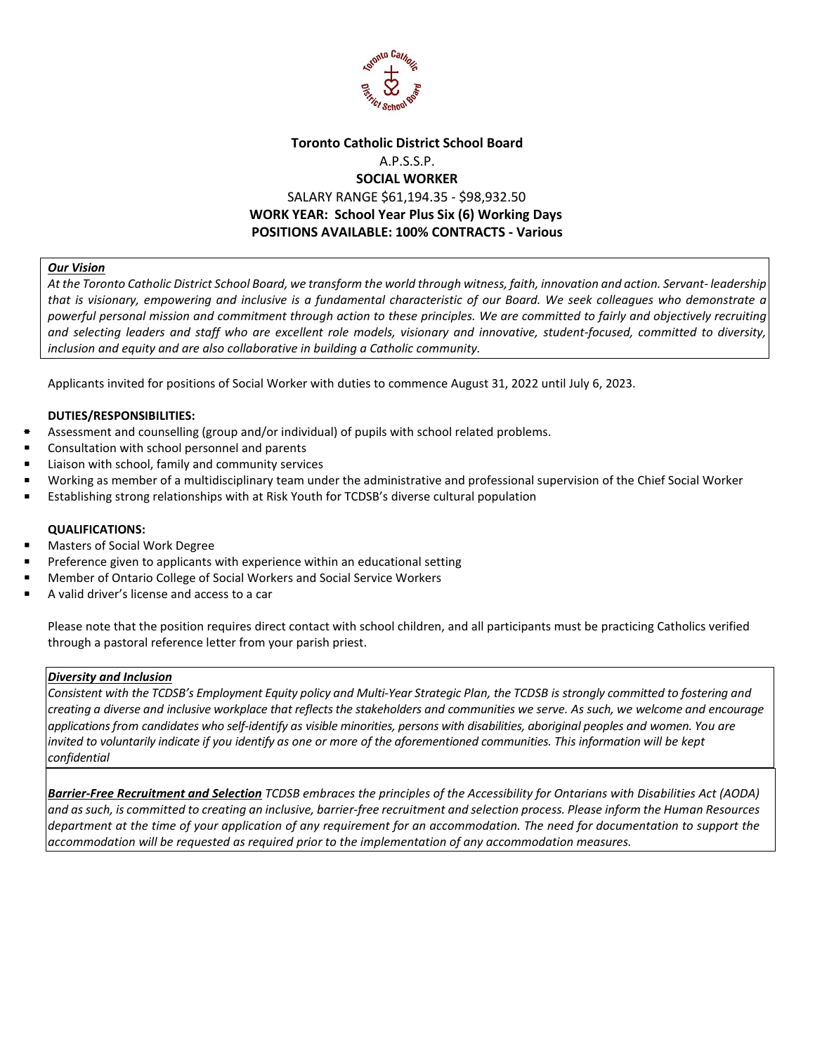**Toronto Catholic District School Board**

A.P.S.S.P.

**SOCIAL WORKER**

SALARY RANGE $61,194.35 - $98,932.50

**WORK YEAR: School Year Plus Six (6) Working Days**

**POSITIONS AVAILABLE: 100% CONTRACTS - Various**

***Our Vision***

*At the Toronto Catholic District School Board, we transform the world through witness, faith, innovation and action. Servant- leadership that is visionary, empowering and inclusive is a fundamental characteristic of our Board. We seek colleagues who demonstrate a powerful personal mission and commitment through action to these principles. We are committed to fairly and objectively recruiting and selecting leaders and staff who are excellent role models, visionary and innovative, student-focused, committed to diversity, inclusion and equity and are also collaborative in building a Catholic community.*

Applicants invited for positions of Social Worker with duties to commence August 31, 2022 until July 6, 2023.

**DUTIES/RESPONSIBILITIES:**

- Assessment and counselling (group and/or individual) of pupils with school related problems.
- Consultation with school personnel and parents
- Liaison with school, family and community services
- Working as member of a multidisciplinary team under the administrative and professional supervision of the Chief Social Worker
- Establishing strong relationships with at Risk Youth for TCDSB's diverse cultural population

**QUALIFICATIONS:**

- Masters of Social Work Degree
- Preference given to applicants with experience within an educational setting
- Member of Ontario College of Social Workers and Social Service Workers
- A valid driver's license and access to a car

Please note that the position requires direct contact with school children, and all participants must be practicing Catholics verified through a pastoral reference letter from your parish priest.

***Diversity and Inclusion***

*Consistent with the TCDSB's Employment Equity policy and Multi-Year Strategic Plan, the TCDSB is strongly committed to fostering and creating a diverse and inclusive workplace that reflects the stakeholders and communities we serve. As such, we welcome and encourage applications from candidates who self-identify as visible minorities, persons with disabilities, aboriginal peoples and women. You are invited to voluntarily indicate if you identify as one or more of the aforementioned communities. This information will be kept confidential*

***Barrier-Free Recruitment and Selection*** *TCDSB embraces the principles of the Accessibility for Ontarians with Disabilities Act (AODA) and as such, is committed to creating an inclusive, barrier-free recruitment and selection process. Please inform the Human Resources department at the time of your application of any requirement for an accommodation. The need for documentation to support the accommodation will be requested as required prior to the implementation of any accommodation measures.*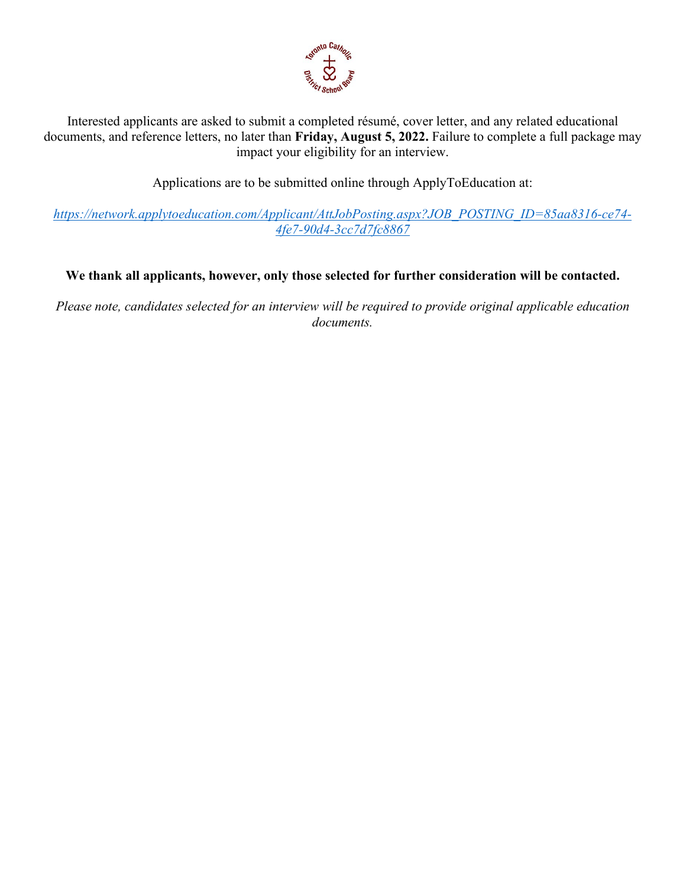Interested applicants are asked to submit a completed résumé, cover letter, and any related educational documents, and reference letters, no later than **Friday, August 5, 2022.** Failure to complete a full package may impact your eligibility for an interview.

Applications are to be submitted online through ApplyToEducation at:

*https://network.applytoeducation.com/Applicant/AttJobPosting.aspx?JOB_POSTING_ID=85aa8316-ce74-4fe7-90d4-3cc7d7fc8867*

**We thank all applicants, however, only those selected for further consideration will be contacted.**

*Please note, candidates selected for an interview will be required to provide original applicable education documents.*